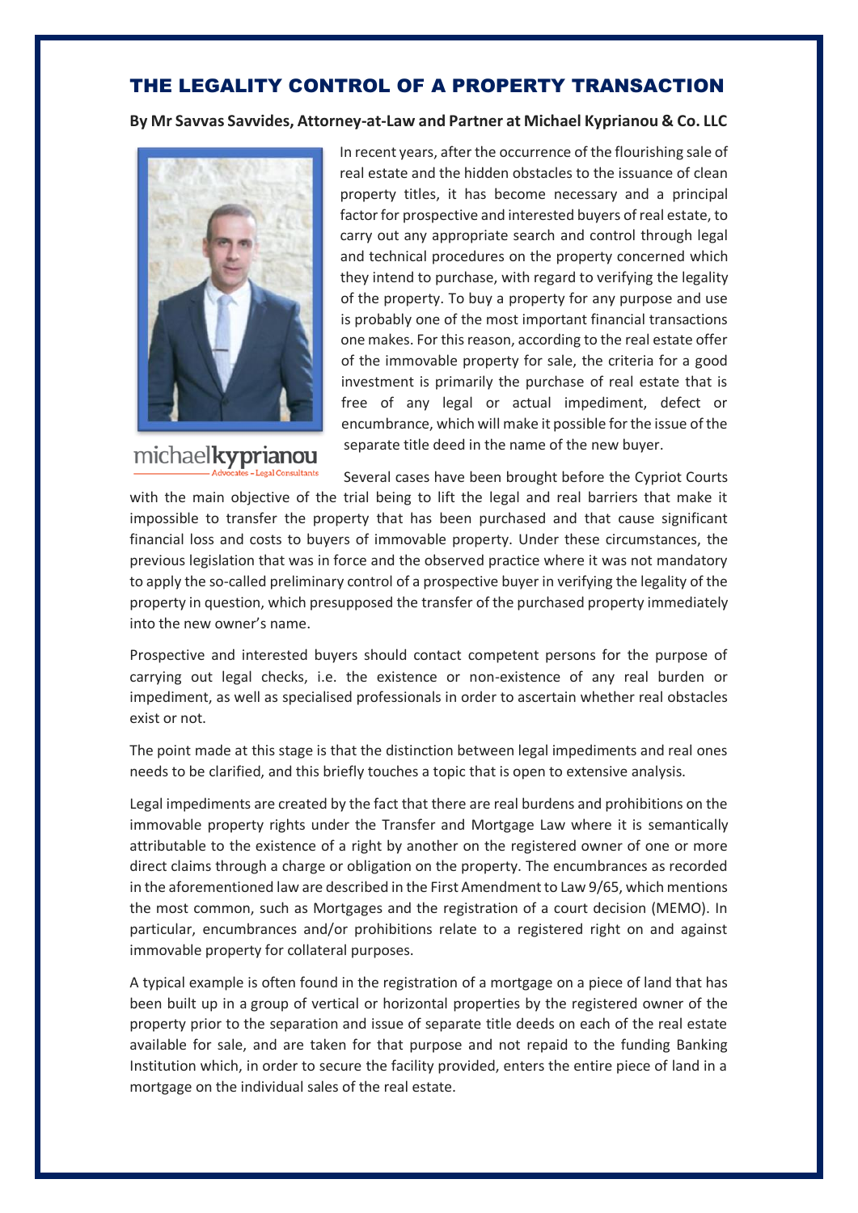# THE LEGALITY CONTROL OF A PROPERTY TRANSACTION

**By Mr Savvas Savvides, Attorney-at-Law and Partner at Michael Kyprianou & Co. LLC**

In recent years, after the occurrence of the flourishing sale of real estate and the hidden obstacles to the issuance of clean property titles, it has become necessary and a principal factor for prospective and interested buyers of real estate, to carry out any appropriate search and control through legal and technical procedures on the property concerned which they intend to purchase, with regard to verifying the legality of the property. To buy a property for any purpose and use is probably one of the most important financial transactions one makes. For this reason, according to the real estate offer of the immovable property for sale, the criteria for a good investment is primarily the purchase of real estate that is free of any legal or actual impediment, defect or encumbrance, which will make it possible for the issue of the separate title deed in the name of the new buyer.

Several cases have been brought before the Cypriot Courts with the main objective of the trial being to lift the legal and real barriers that make it impossible to transfer the property that has been purchased and that cause significant financial loss and costs to buyers of immovable property. Under these circumstances, the previous legislation that was in force and the observed practice where it was not mandatory to apply the so-called preliminary control of a prospective buyer in verifying the legality of the property in question, which presupposed the transfer of the purchased property immediately into the new owner's name.

Prospective and interested buyers should contact competent persons for the purpose of carrying out legal checks, i.e. the existence or non-existence of any real burden or impediment, as well as specialised professionals in order to ascertain whether real obstacles exist or not.

The point made at this stage is that the distinction between legal impediments and real ones needs to be clarified, and this briefly touches a topic that is open to extensive analysis.

Legal impediments are created by the fact that there are real burdens and prohibitions on the immovable property rights under the Transfer and Mortgage Law where it is semantically attributable to the existence of a right by another on the registered owner of one or more direct claims through a charge or obligation on the property. The encumbrances as recorded in the aforementioned law are described in the First Amendment to Law 9/65, which mentions the most common, such as Mortgages and the registration of a court decision (MEMO). In particular, encumbrances and/or prohibitions relate to a registered right on and against immovable property for collateral purposes.

A typical example is often found in the registration of a mortgage on a piece of land that has been built up in a group of vertical or horizontal properties by the registered owner of the property prior to the separation and issue of separate title deeds on each of the real estate available for sale, and are taken for that purpose and not repaid to the funding Banking Institution which, in order to secure the facility provided, enters the entire piece of land in a mortgage on the individual sales of the real estate.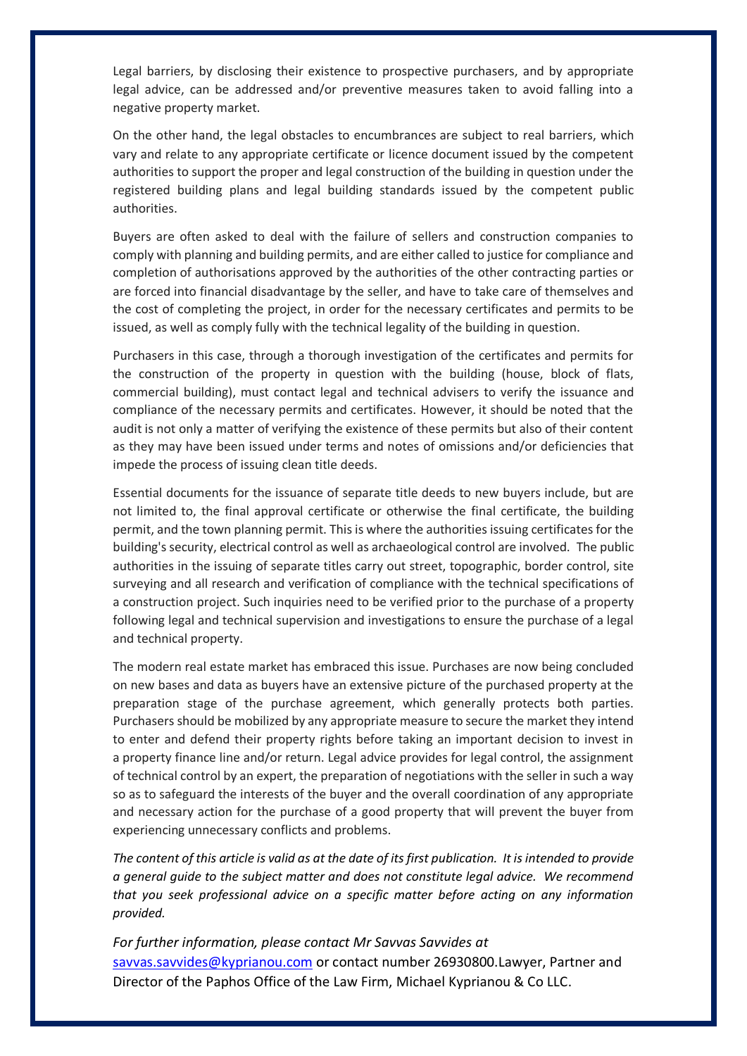Legal barriers, by disclosing their existence to prospective purchasers, and by appropriate legal advice, can be addressed and/or preventive measures taken to avoid falling into a negative property market.

On the other hand, the legal obstacles to encumbrances are subject to real barriers, which vary and relate to any appropriate certificate or licence document issued by the competent authorities to support the proper and legal construction of the building in question under the registered building plans and legal building standards issued by the competent public authorities.

Buyers are often asked to deal with the failure of sellers and construction companies to comply with planning and building permits, and are either called to justice for compliance and completion of authorisations approved by the authorities of the other contracting parties or are forced into financial disadvantage by the seller, and have to take care of themselves and the cost of completing the project, in order for the necessary certificates and permits to be issued, as well as comply fully with the technical legality of the building in question.

Purchasers in this case, through a thorough investigation of the certificates and permits for the construction of the property in question with the building (house, block of flats, commercial building), must contact legal and technical advisers to verify the issuance and compliance of the necessary permits and certificates. However, it should be noted that the audit is not only a matter of verifying the existence of these permits but also of their content as they may have been issued under terms and notes of omissions and/or deficiencies that impede the process of issuing clean title deeds.

Essential documents for the issuance of separate title deeds to new buyers include, but are not limited to, the final approval certificate or otherwise the final certificate, the building permit, and the town planning permit. This is where the authorities issuing certificates for the building's security, electrical control as well as archaeological control are involved. The public authorities in the issuing of separate titles carry out street, topographic, border control, site surveying and all research and verification of compliance with the technical specifications of a construction project. Such inquiries need to be verified prior to the purchase of a property following legal and technical supervision and investigations to ensure the purchase of a legal and technical property.

The modern real estate market has embraced this issue. Purchases are now being concluded on new bases and data as buyers have an extensive picture of the purchased property at the preparation stage of the purchase agreement, which generally protects both parties. Purchasers should be mobilized by any appropriate measure to secure the market they intend to enter and defend their property rights before taking an important decision to invest in a property finance line and/or return. Legal advice provides for legal control, the assignment of technical control by an expert, the preparation of negotiations with the seller in such a way so as to safeguard the interests of the buyer and the overall coordination of any appropriate and necessary action for the purchase of a good property that will prevent the buyer from experiencing unnecessary conflicts and problems.

*The content of this article is valid as at the date of its first publication. It is intended to provide a general guide to the subject matter and does not constitute legal advice. We recommend that you seek professional advice on a specific matter before acting on any information provided.*

*For further information, please contact Mr Savvas Savvides at* savvas.savvides@kyprianou.com or contact number 26930800.Lawyer, Partner and Director of the Paphos Office of the Law Firm, Michael Kyprianou & Co LLC.